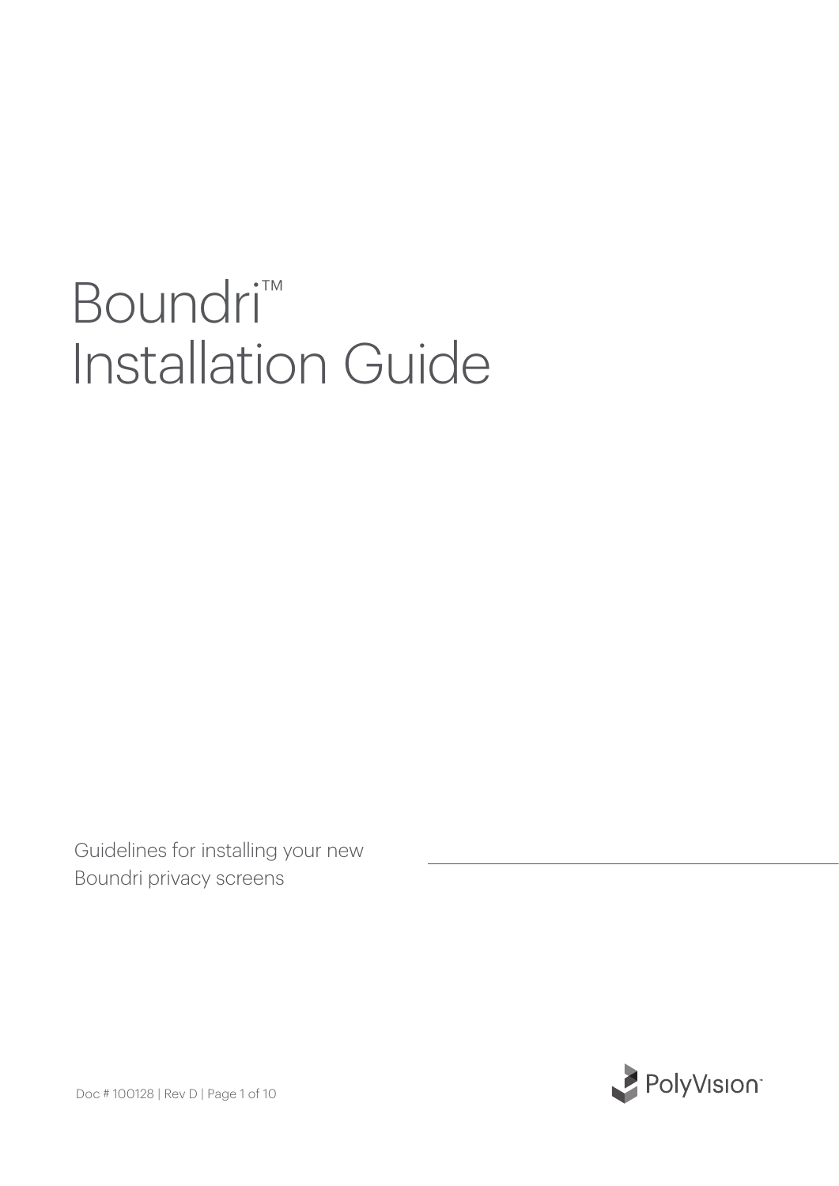# Boundri™ Installation Guide

Guidelines for installing your new Boundri privacy screens

Doc # 100128 | Rev D

PolyVision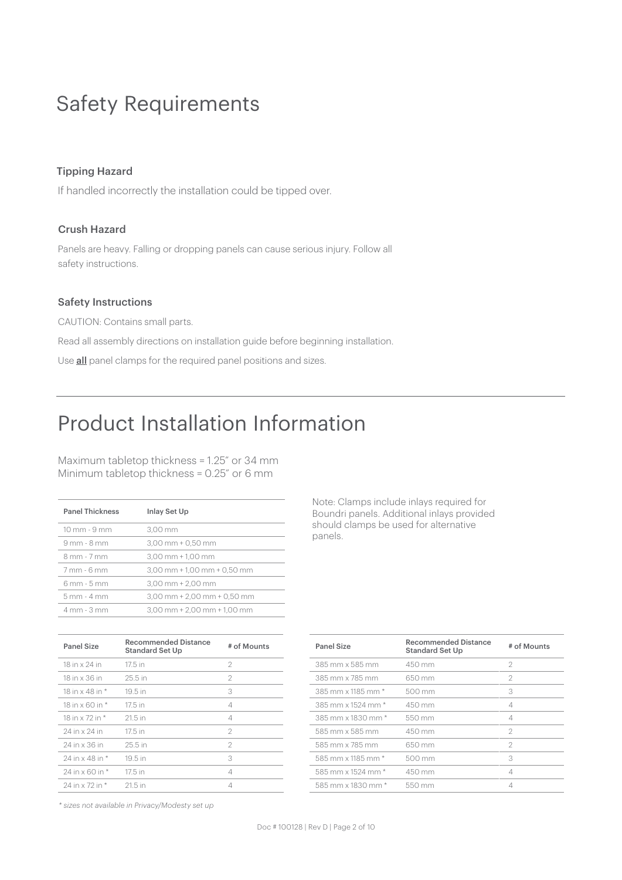# Safety Requirements

### Tipping Hazard

If handled incorrectly the installation could be tipped over.

### Crush Hazard

Panels are heavy. Falling or dropping panels can cause serious injury. Follow all safety instructions.

### Safety Instructions

CAUTION: Contains small parts.

Read all assembly directions on installation guide before beginning installation.

Use **all** panel clamps for the required panel positions and sizes.

---

# Product Installation Information

Maximum tabletop thickness = 1.25" or 34 mm
Minimum tabletop thickness = 0.25" or 6 mm

| Panel Thickness | Inlay Set Up |
|---|---|
| 10 mm - 9 mm | 3,00 mm |
| 9 mm - 8 mm | 3,00 mm + 0,50 mm |
| 8 mm - 7 mm | 3,00 mm + 1,00 mm |
| 7 mm - 6 mm | 3,00 mm + 1,00 mm + 0,50 mm |
| 6 mm - 5 mm | 3,00 mm + 2,00 mm |
| 5 mm - 4 mm | 3,00 mm + 2,00 mm + 0,50 mm |
| 4 mm - 3 mm | 3,00 mm + 2,00 mm + 1,00 mm |

Note: Clamps include inlays required for Boundri panels. Additional inlays provided should clamps be used for alternative panels.

| Panel Size | Recommended Distance Standard Set Up | # of Mounts |
|---|---|---|
| 18 in x 24 in | 17.5 in | 2 |
| 18 in x 36 in | 25.5 in | 2 |
| 18 in x 48 in * | 19.5 in | 3 |
| 18 in x 60 in * | 17.5 in | 4 |
| 18 in x 72 in * | 21.5 in | 4 |
| 24 in x 24 in | 17.5 in | 2 |
| 24 in x 36 in | 25.5 in | 2 |
| 24 in x 48 in * | 19.5 in | 3 |
| 24 in x 60 in * | 17.5 in | 4 |
| 24 in x 72 in * | 21.5 in | 4 |

| Panel Size | Recommended Distance Standard Set Up | # of Mounts |
|---|---|---|
| 385 mm x 585 mm | 450 mm | 2 |
| 385 mm x 785 mm | 650 mm | 2 |
| 385 mm x 1185 mm * | 500 mm | 3 |
| 385 mm x 1524 mm * | 450 mm | 4 |
| 385 mm x 1830 mm * | 550 mm | 4 |
| 585 mm x 585 mm | 450 mm | 2 |
| 585 mm x 785 mm | 650 mm | 2 |
| 585 mm x 1185 mm * | 500 mm | 3 |
| 585 mm x 1524 mm * | 450 mm | 4 |
| 585 mm x 1830 mm * | 550 mm | 4 |

*\* sizes not available in Privacy/Modesty set up*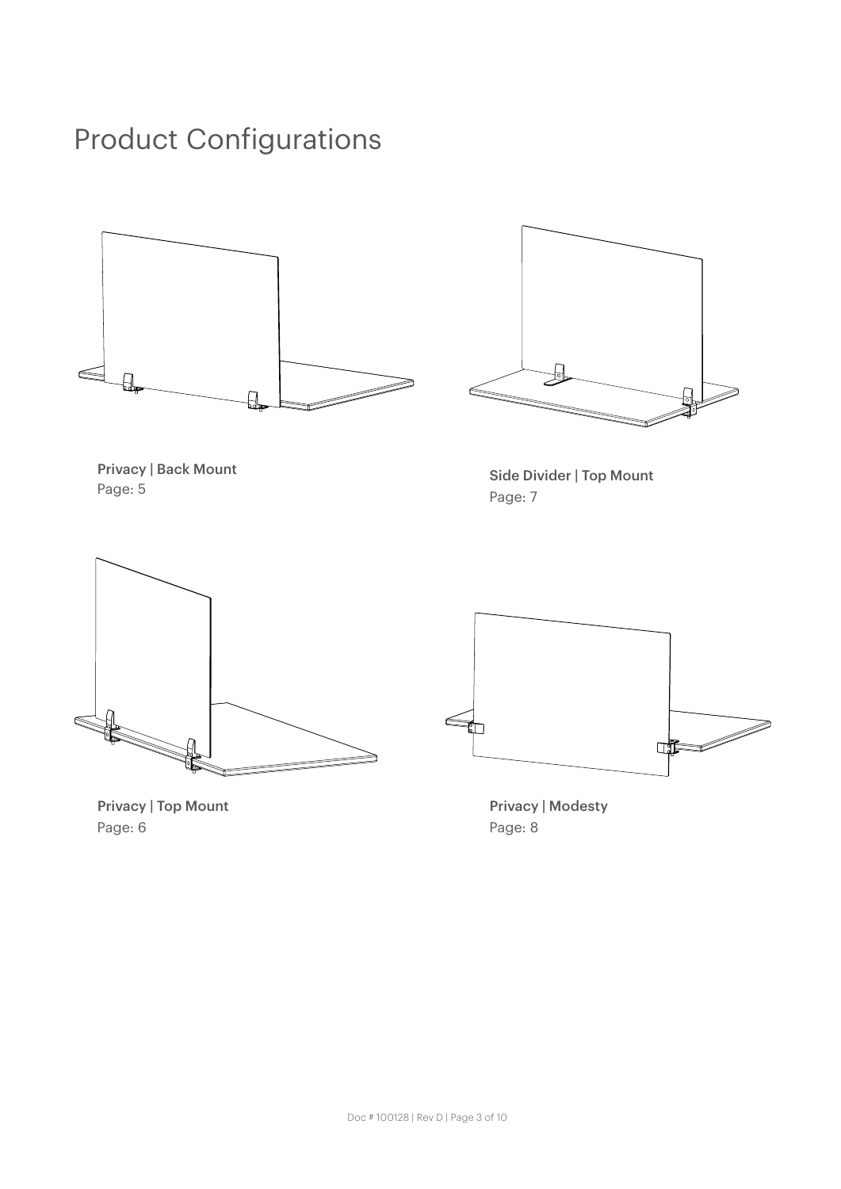# Product Configurations

**Privacy | Back Mount**
Page: 5

**Side Divider | Top Mount**
Page: 7

**Privacy | Top Mount**
Page: 6

**Privacy | Modesty**
Page: 8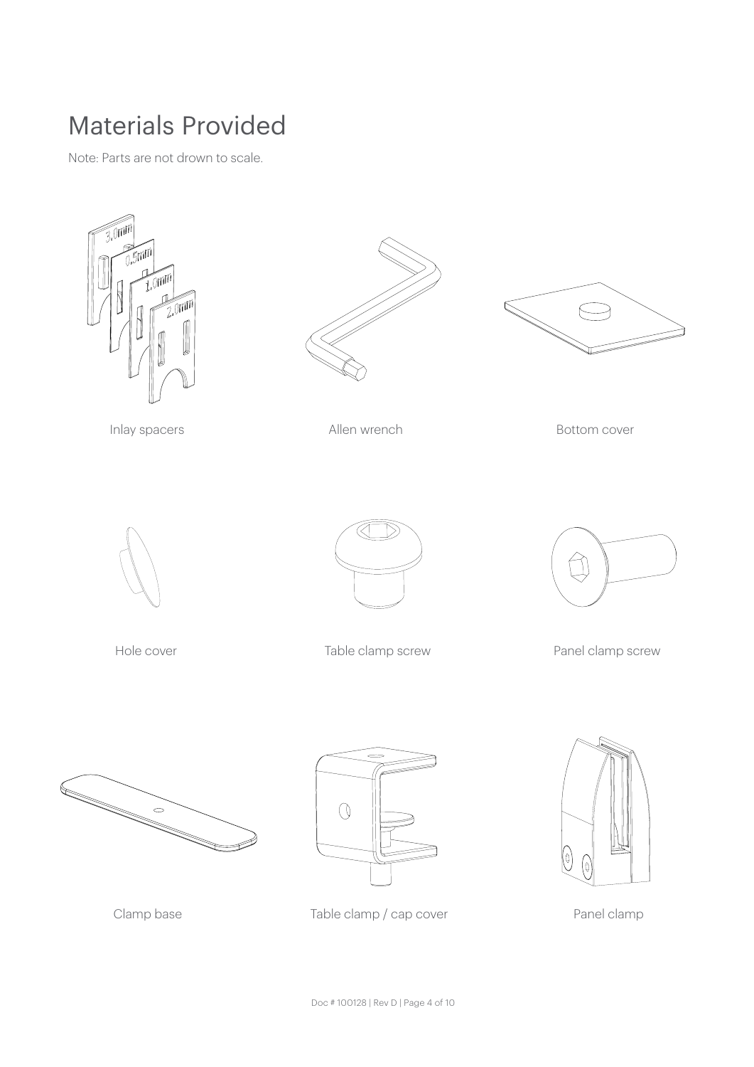# Materials Provided

Note: Parts are not drown to scale.

Inlay spacers

Allen wrench

Bottom cover

Hole cover

Table clamp screw

Panel clamp screw

Clamp base

Table clamp / cap cover

Panel clamp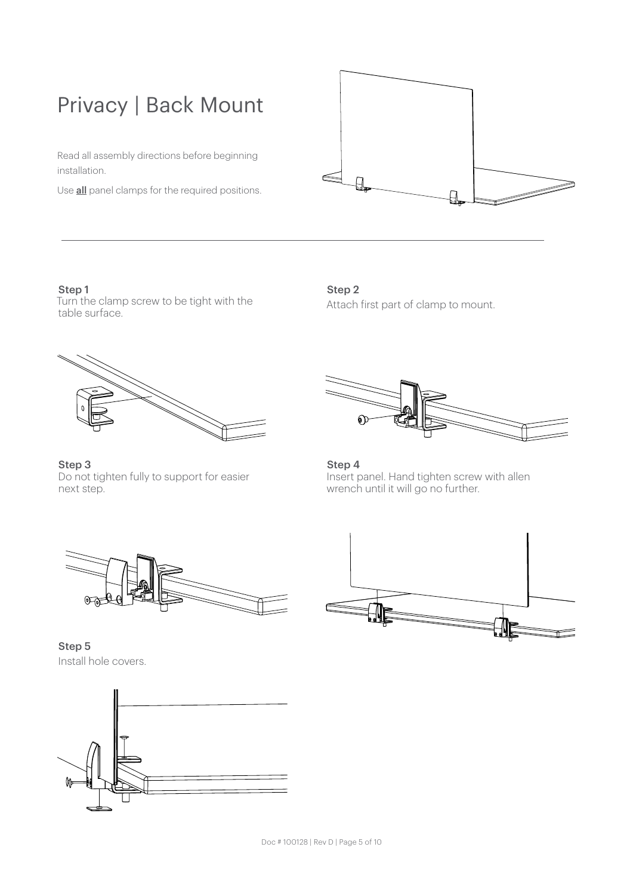# Privacy | Back Mount

Read all assembly directions before beginning installation.

Use **all** panel clamps for the required positions.

**Step 1**
Turn the clamp screw to be tight with the table surface.

**Step 2**
Attach first part of clamp to mount.

**Step 3**
Do not tighten fully to support for easier next step.

**Step 4**
Insert panel. Hand tighten screw with allen wrench until it will go no further.

**Step 5**
Install hole covers.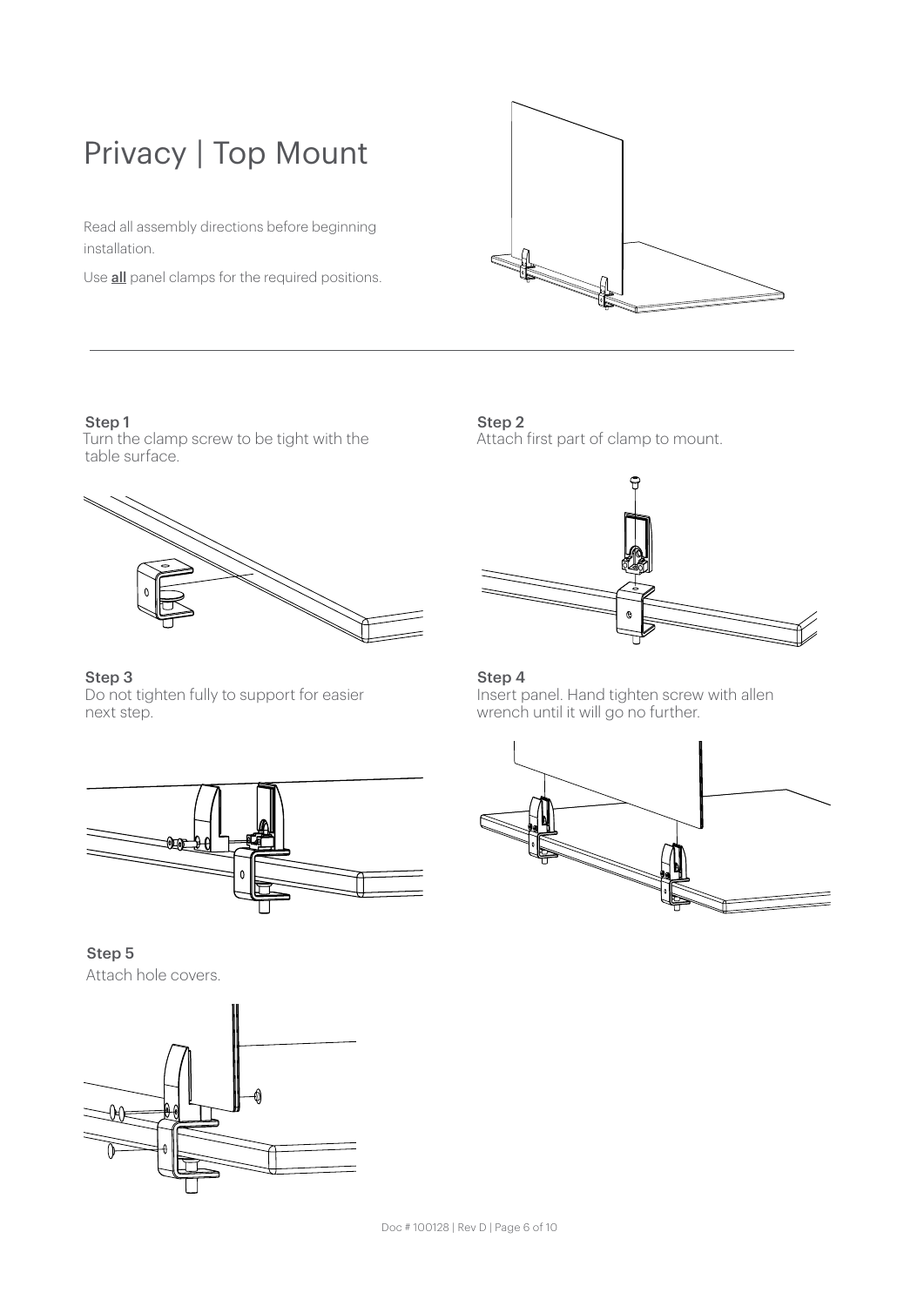# Privacy | Top Mount

Read all assembly directions before beginning installation.

Use **all** panel clamps for the required positions.

---

**Step 1**
Turn the clamp screw to be tight with the table surface.

**Step 2**
Attach first part of clamp to mount.

**Step 3**
Do not tighten fully to support for easier next step.

**Step 4**
Insert panel. Hand tighten screw with allen wrench until it will go no further.

**Step 5**
Attach hole covers.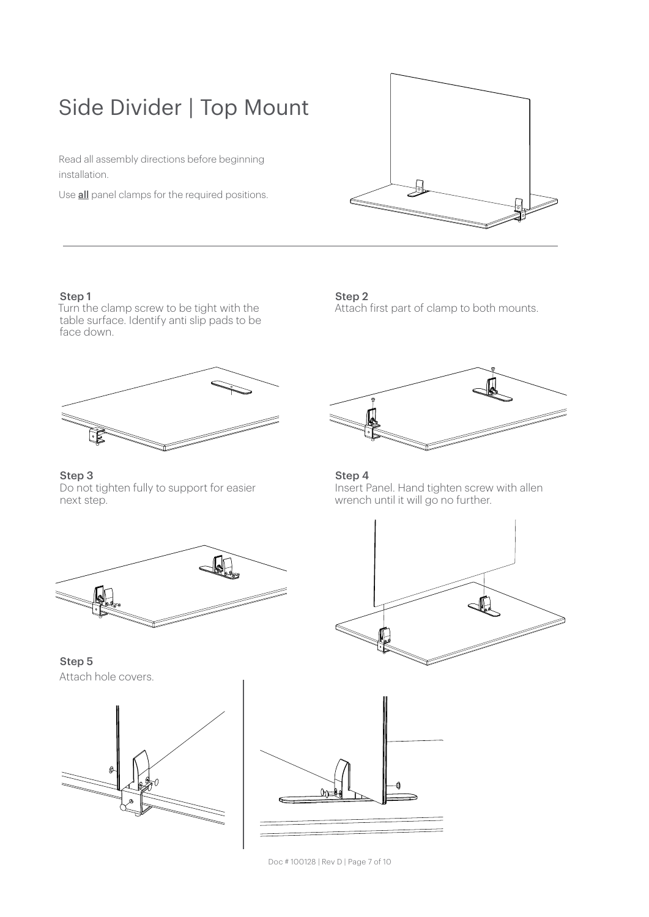# Side Divider | Top Mount

Read all assembly directions before beginning installation.

Use **all** panel clamps for the required positions.

**Step 1**
Turn the clamp screw to be tight with the table surface. Identify anti slip pads to be face down.

**Step 2**
Attach first part of clamp to both mounts.

**Step 3**
Do not tighten fully to support for easier next step.

**Step 4**
Insert Panel. Hand tighten screw with allen wrench until it will go no further.

**Step 5**
Attach hole covers.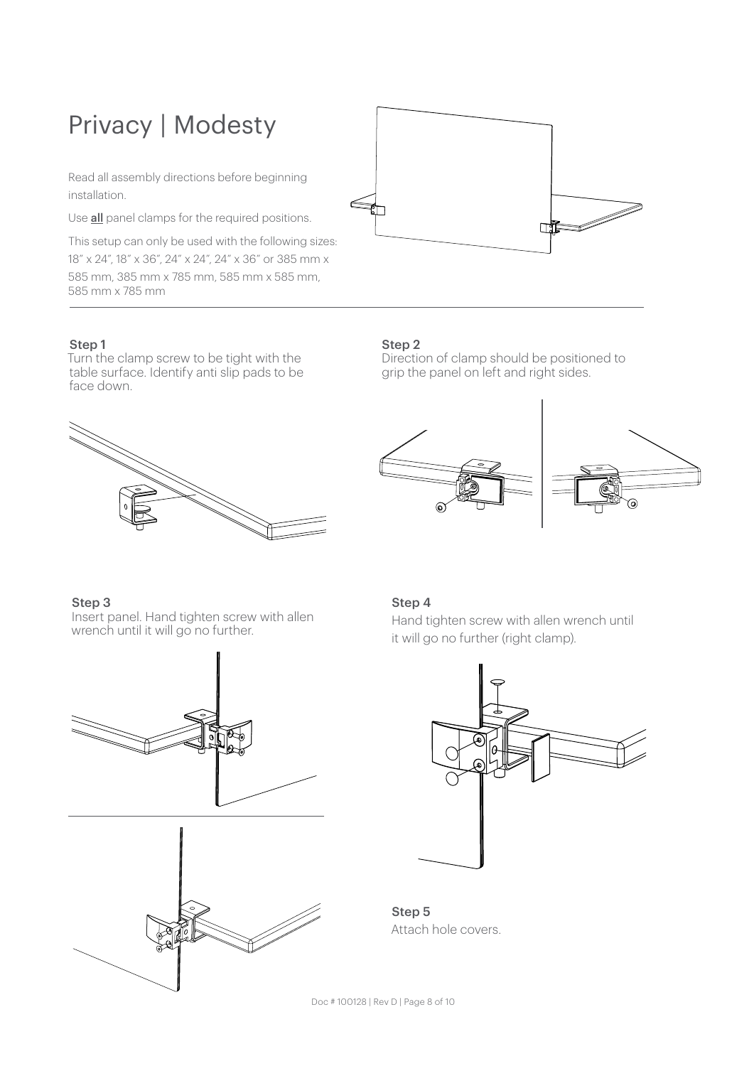# Privacy | Modesty

Read all assembly directions before beginning installation.

Use **all** panel clamps for the required positions.

This setup can only be used with the following sizes: 18" x 24", 18" x 36", 24" x 24", 24" x 36" or 385 mm x 585 mm, 385 mm x 785 mm, 585 mm x 585 mm, 585 mm x 785 mm

**Step 1**
Turn the clamp screw to be tight with the table surface. Identify anti slip pads to be face down.

**Step 2**
Direction of clamp should be positioned to grip the panel on left and right sides.

**Step 3**
Insert panel. Hand tighten screw with allen wrench until it will go no further.

**Step 4**
Hand tighten screw with allen wrench until it will go no further (right clamp).

**Step 5**
Attach hole covers.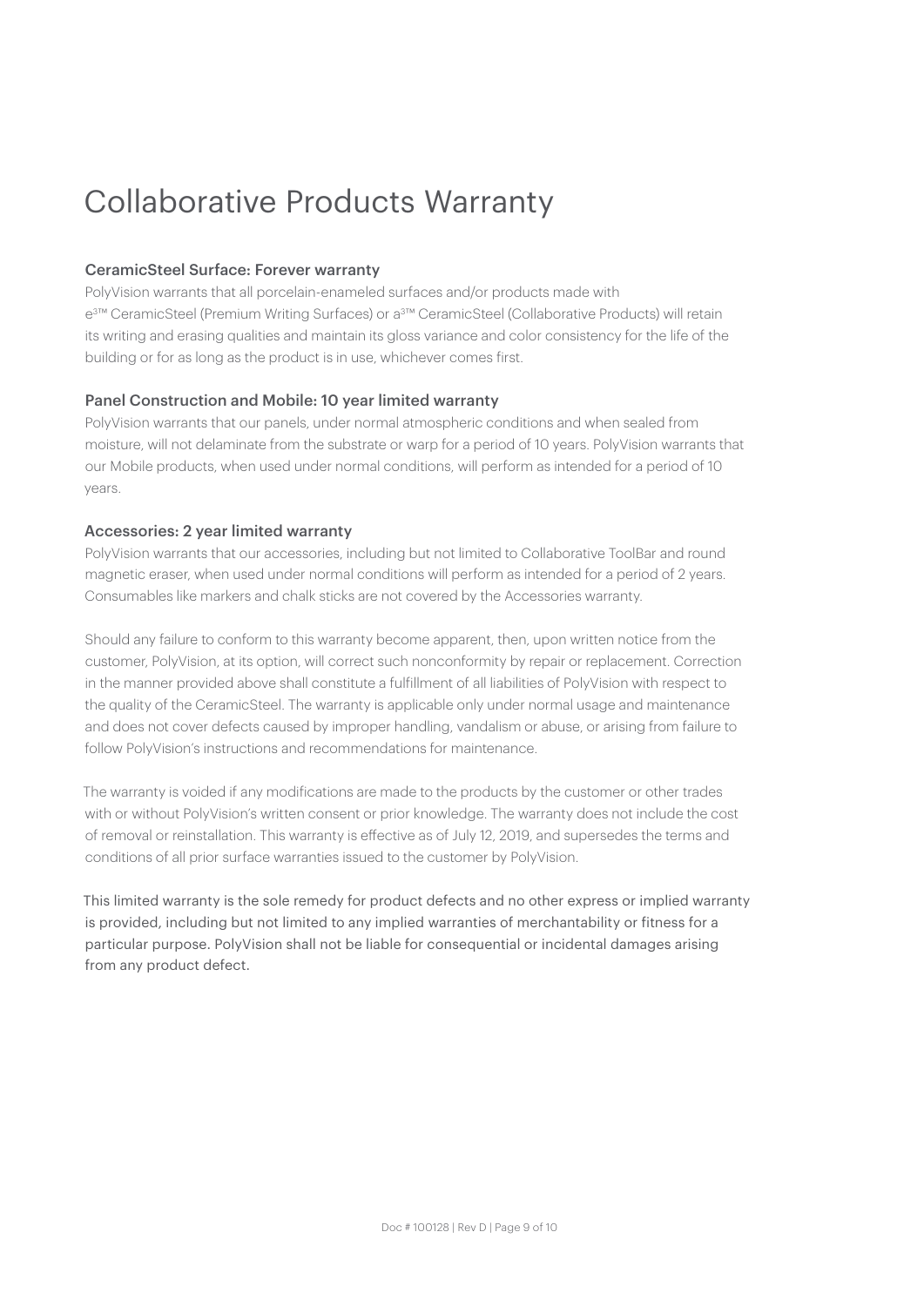# Collaborative Products Warranty

## CeramicSteel Surface: Forever warranty

PolyVision warrants that all porcelain-enameled surfaces and/or products made with e3™ CeramicSteel (Premium Writing Surfaces) or a3™ CeramicSteel (Collaborative Products) will retain its writing and erasing qualities and maintain its gloss variance and color consistency for the life of the building or for as long as the product is in use, whichever comes first.

## Panel Construction and Mobile: 10 year limited warranty

PolyVision warrants that our panels, under normal atmospheric conditions and when sealed from moisture, will not delaminate from the substrate or warp for a period of 10 years. PolyVision warrants that our Mobile products, when used under normal conditions, will perform as intended for a period of 10 years.

## Accessories: 2 year limited warranty

PolyVision warrants that our accessories, including but not limited to Collaborative ToolBar and round magnetic eraser, when used under normal conditions will perform as intended for a period of 2 years. Consumables like markers and chalk sticks are not covered by the Accessories warranty.

Should any failure to conform to this warranty become apparent, then, upon written notice from the customer, PolyVision, at its option, will correct such nonconformity by repair or replacement. Correction in the manner provided above shall constitute a fulfillment of all liabilities of PolyVision with respect to the quality of the CeramicSteel. The warranty is applicable only under normal usage and maintenance and does not cover defects caused by improper handling, vandalism or abuse, or arising from failure to follow PolyVision's instructions and recommendations for maintenance.

The warranty is voided if any modifications are made to the products by the customer or other trades with or without PolyVision's written consent or prior knowledge. The warranty does not include the cost of removal or reinstallation. This warranty is effective as of July 12, 2019, and supersedes the terms and conditions of all prior surface warranties issued to the customer by PolyVision.

This limited warranty is the sole remedy for product defects and no other express or implied warranty is provided, including but not limited to any implied warranties of merchantability or fitness for a particular purpose. PolyVision shall not be liable for consequential or incidental damages arising from any product defect.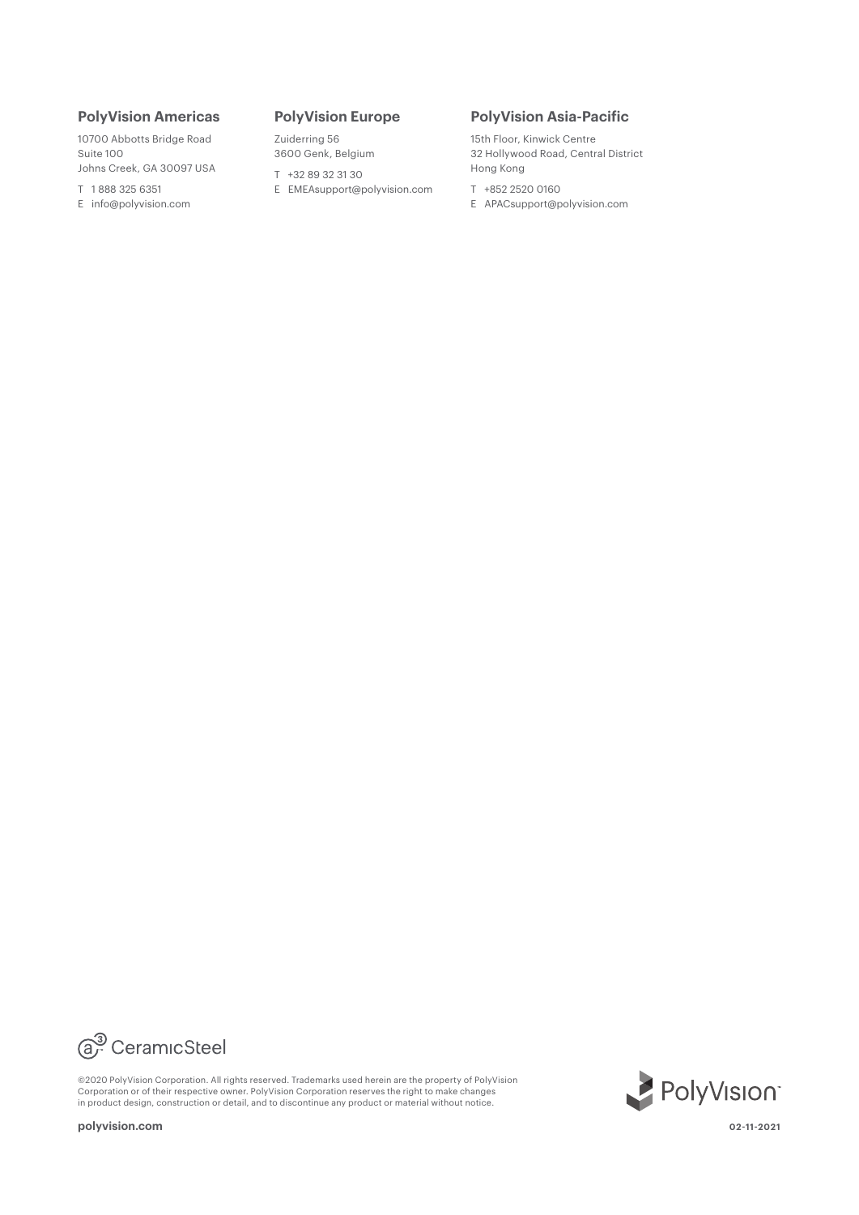### PolyVision Americas

10700 Abbotts Bridge Road
Suite 100
Johns Creek, GA 30097 USA

T 1 888 325 6351
E info@polyvision.com

### PolyVision Europe

Zuiderring 56
3600 Genk, Belgium

T +32 89 32 31 30
E EMEAsupport@polyvision.com

### PolyVision Asia-Pacific

15th Floor, Kinwick Centre
32 Hollywood Road, Central District
Hong Kong

T +852 2520 0160
E APACsupport@polyvision.com

a3 CeramicSteel

©2020 PolyVision Corporation. All rights reserved. Trademarks used herein are the property of PolyVision Corporation or of their respective owner. PolyVision Corporation reserves the right to make changes in product design, construction or detail, and to discontinue any product or material without notice.

PolyVision

**polyvision.com**

**02-11-2021**